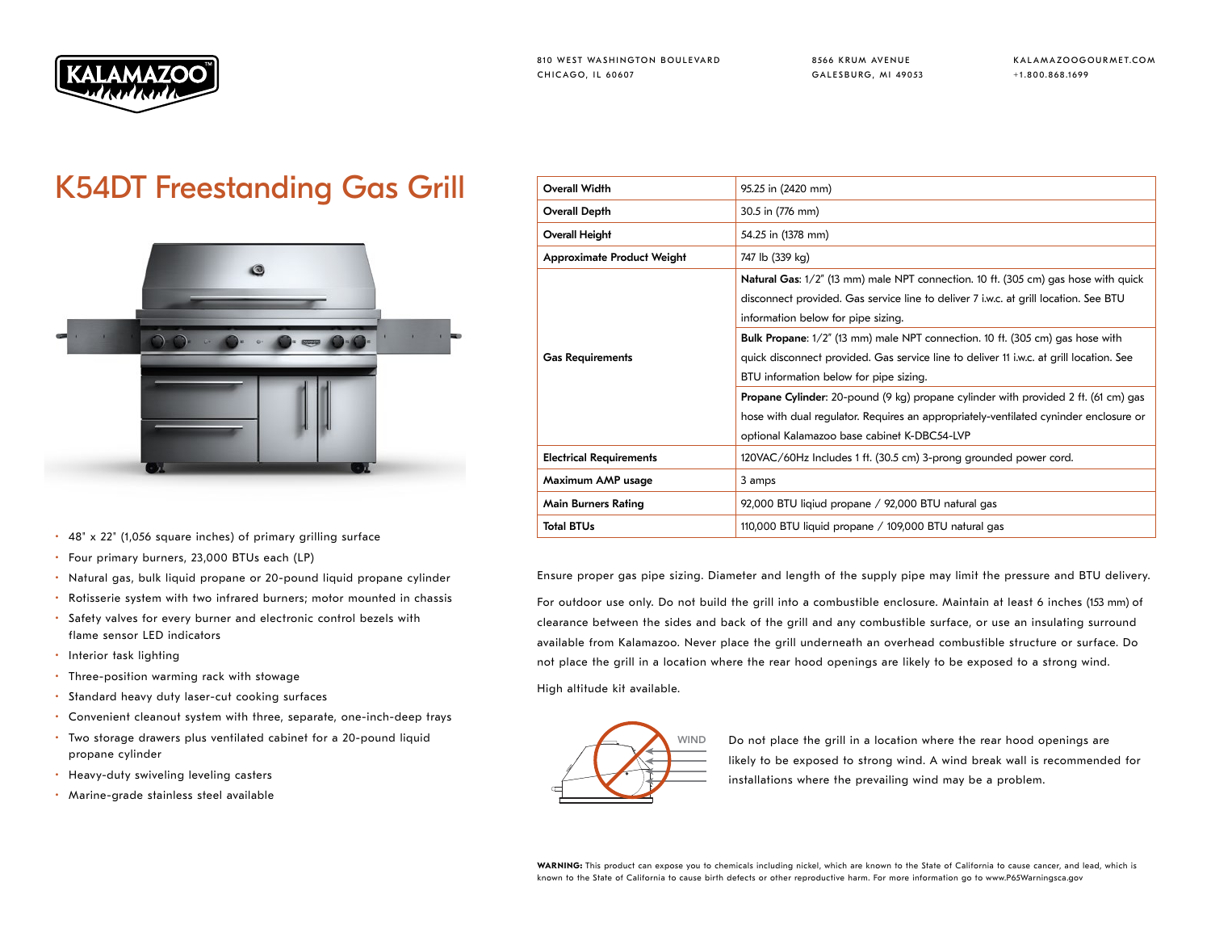810 WEST WASHINGTON BOULEVARD
CHICAGO, IL 60607

8566 KRUM AVENUE
GALESBURG, MI 49053

KALAMAZOOGOURMET.COM
+1.800.868.1699

# K54DT Freestanding Gas Grill

- 48" x 22" (1,056 square inches) of primary grilling surface
- Four primary burners, 23,000 BTUs each (LP)
- Natural gas, bulk liquid propane or 20-pound liquid propane cylinder
- Rotisserie system with two infrared burners; motor mounted in chassis
- Safety valves for every burner and electronic control bezels with flame sensor LED indicators
- Interior task lighting
- Three-position warming rack with stowage
- Standard heavy duty laser-cut cooking surfaces
- Convenient cleanout system with three, separate, one-inch-deep trays
- Two storage drawers plus ventilated cabinet for a 20-pound liquid propane cylinder
- Heavy-duty swiveling leveling casters
- Marine-grade stainless steel available

| | |
|---|---|
| **Overall Width** | 95.25 in (2420 mm) |
| **Overall Depth** | 30.5 in (776 mm) |
| **Overall Height** | 54.25 in (1378 mm) |
| **Approximate Product Weight** | 747 lb (339 kg) |
| **Gas Requirements** | **Natural Gas**: 1/2" (13 mm) male NPT connection. 10 ft. (305 cm) gas hose with quick disconnect provided. Gas service line to deliver 7 i.w.c. at grill location. See BTU information below for pipe sizing. |
| | **Bulk Propane**: 1/2" (13 mm) male NPT connection. 10 ft. (305 cm) gas hose with quick disconnect provided. Gas service line to deliver 11 i.w.c. at grill location. See BTU information below for pipe sizing. |
| | **Propane Cylinder**: 20-pound (9 kg) propane cylinder with provided 2 ft. (61 cm) gas hose with dual regulator. Requires an appropriately-ventilated cyninder enclosure or optional Kalamazoo base cabinet K-DBC54-LVP |
| **Electrical Requirements** | 120VAC/60Hz Includes 1 ft. (30.5 cm) 3-prong grounded power cord. |
| **Maximum AMP usage** | 3 amps |
| **Main Burners Rating** | 92,000 BTU liqiud propane / 92,000 BTU natural gas |
| **Total BTUs** | 110,000 BTU liquid propane / 109,000 BTU natural gas |

Ensure proper gas pipe sizing. Diameter and length of the supply pipe may limit the pressure and BTU delivery.

For outdoor use only. Do not build the grill into a combustible enclosure. Maintain at least 6 inches (153 mm) of clearance between the sides and back of the grill and any combustible surface, or use an insulating surround available from Kalamazoo. Never place the grill underneath an overhead combustible structure or surface. Do not place the grill in a location where the rear hood openings are likely to be exposed to a strong wind.

High altitude kit available.

WIND

Do not place the grill in a location where the rear hood openings are likely to be exposed to strong wind. A wind break wall is recommended for installations where the prevailing wind may be a problem.

**WARNING:** This product can expose you to chemicals including nickel, which are known to the State of California to cause cancer, and lead, which is known to the State of California to cause birth defects or other reproductive harm. For more information go to www.P65Warningsca.gov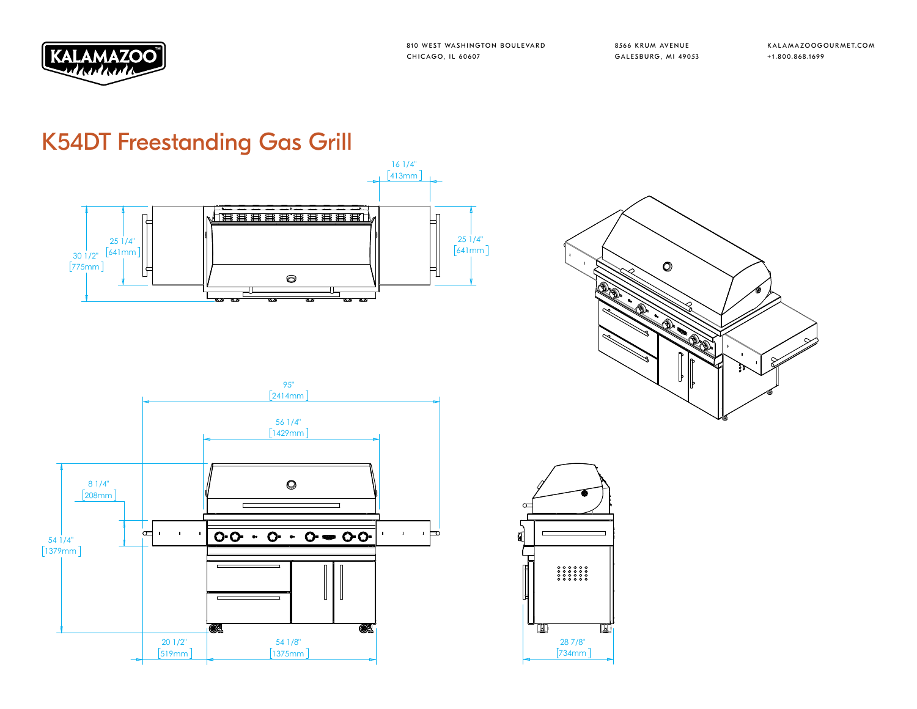KALAMAZOO™

810 WEST WASHINGTON BOULEVARD
CHICAGO, IL 60607

8566 KRUM AVENUE
GALESBURG, MI 49053

KALAMAZOOGOURMET.COM
+1.800.868.1699

# K54DT Freestanding Gas Grill

16 1/4"
[413mm]

30 1/2"
[775mm]

25 1/4"
[641mm]

25 1/4"
[641mm]

95"
[2414mm]

56 1/4"
[1429mm]

8 1/4"
[208mm]

54 1/4"
[1379mm]

20 1/2"
[519mm]

54 1/8"
[1375mm]

28 7/8"
[734mm]